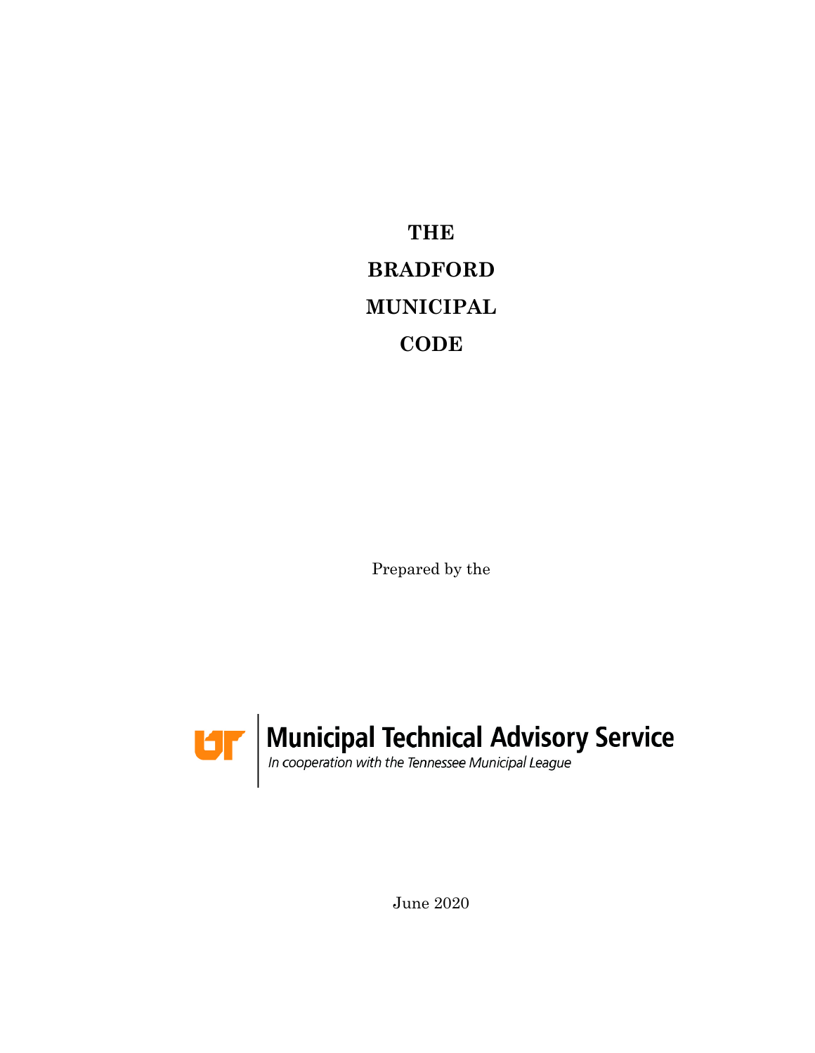# THE BRADFORD MUNICIPAL CODE

Prepared by the

Municipal Technical Advisory Service

*In cooperation with the Tennessee Municipal League*

June 2020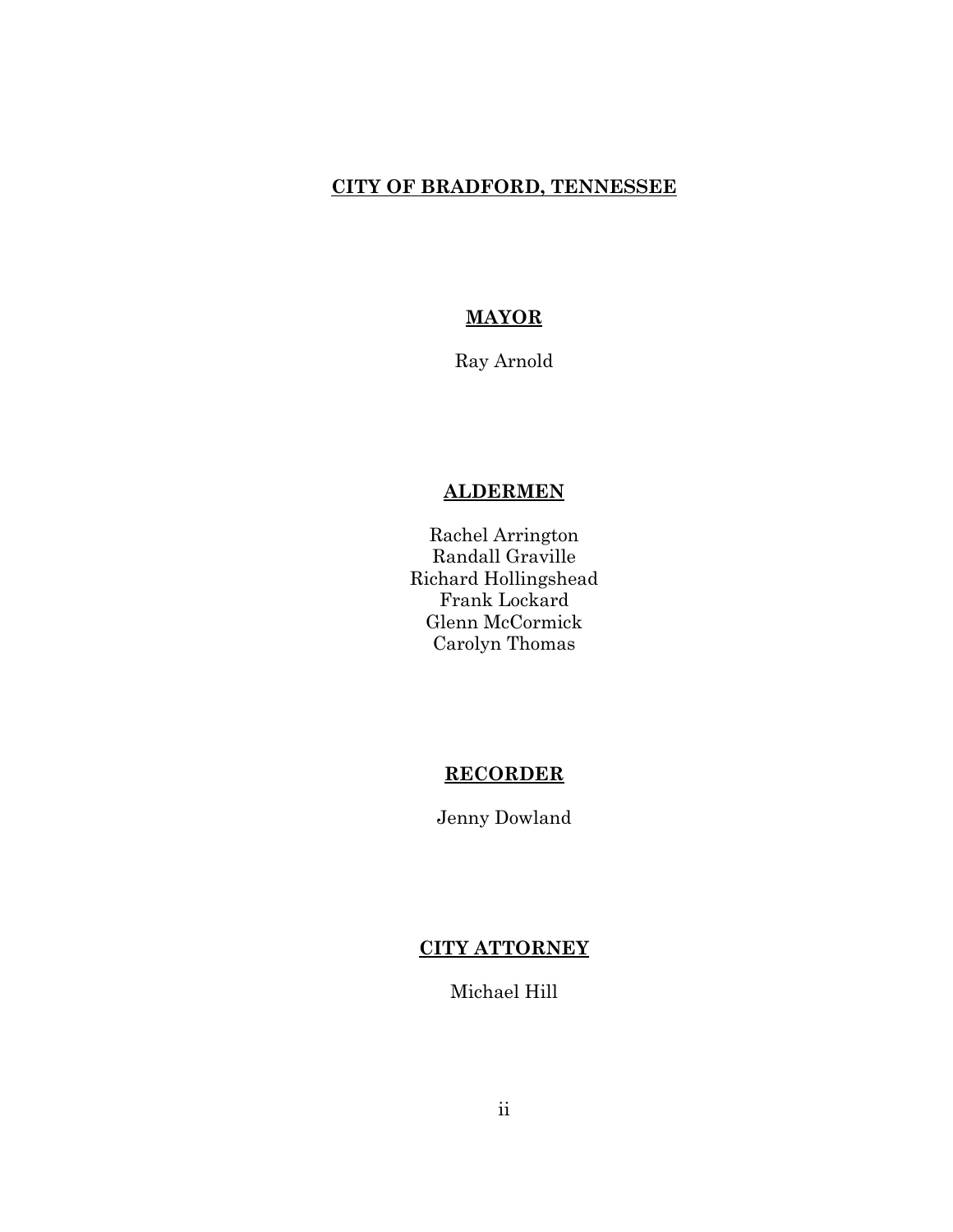# CITY OF BRADFORD, TENNESSEE

## MAYOR

Ray Arnold

## ALDERMEN

Rachel Arrington
Randall Graville
Richard Hollingshead
Frank Lockard
Glenn McCormick
Carolyn Thomas

## RECORDER

Jenny Dowland

## CITY ATTORNEY

Michael Hill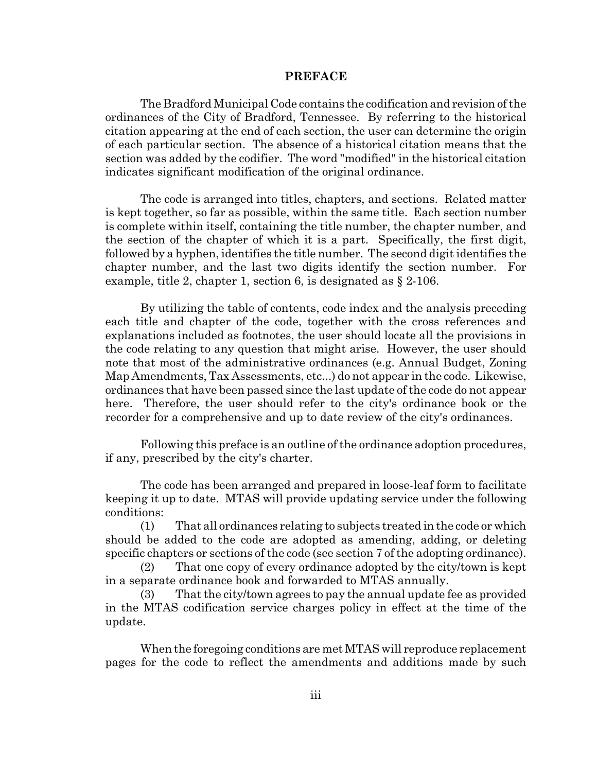# PREFACE

The Bradford Municipal Code contains the codification and revision of the ordinances of the City of Bradford, Tennessee. By referring to the historical citation appearing at the end of each section, the user can determine the origin of each particular section. The absence of a historical citation means that the section was added by the codifier. The word "modified" in the historical citation indicates significant modification of the original ordinance.

The code is arranged into titles, chapters, and sections. Related matter is kept together, so far as possible, within the same title. Each section number is complete within itself, containing the title number, the chapter number, and the section of the chapter of which it is a part. Specifically, the first digit, followed by a hyphen, identifies the title number. The second digit identifies the chapter number, and the last two digits identify the section number. For example, title 2, chapter 1, section 6, is designated as § 2-106.

By utilizing the table of contents, code index and the analysis preceding each title and chapter of the code, together with the cross references and explanations included as footnotes, the user should locate all the provisions in the code relating to any question that might arise. However, the user should note that most of the administrative ordinances (e.g. Annual Budget, Zoning Map Amendments, Tax Assessments, etc...) do not appear in the code. Likewise, ordinances that have been passed since the last update of the code do not appear here. Therefore, the user should refer to the city's ordinance book or the recorder for a comprehensive and up to date review of the city's ordinances.

Following this preface is an outline of the ordinance adoption procedures, if any, prescribed by the city's charter.

The code has been arranged and prepared in loose-leaf form to facilitate keeping it up to date. MTAS will provide updating service under the following conditions:

(1) That all ordinances relating to subjects treated in the code or which should be added to the code are adopted as amending, adding, or deleting specific chapters or sections of the code (see section 7 of the adopting ordinance).

(2) That one copy of every ordinance adopted by the city/town is kept in a separate ordinance book and forwarded to MTAS annually.

(3) That the city/town agrees to pay the annual update fee as provided in the MTAS codification service charges policy in effect at the time of the update.

When the foregoing conditions are met MTAS will reproduce replacement pages for the code to reflect the amendments and additions made by such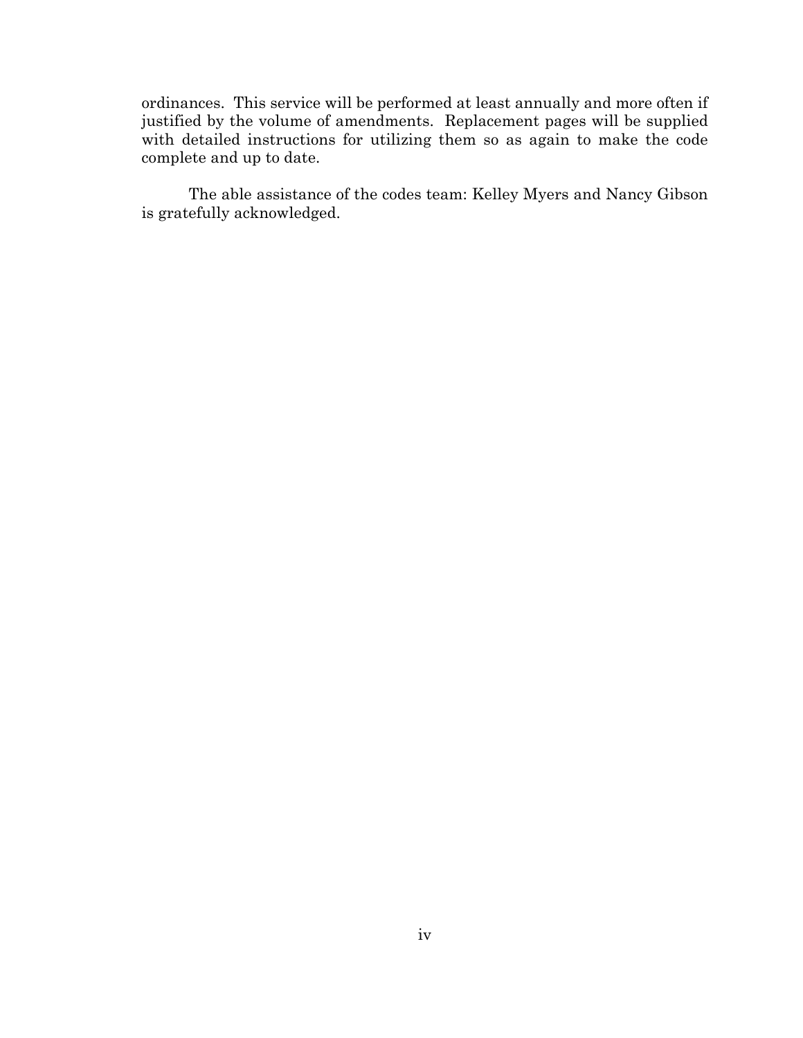ordinances. This service will be performed at least annually and more often if justified by the volume of amendments. Replacement pages will be supplied with detailed instructions for utilizing them so as again to make the code complete and up to date.

The able assistance of the codes team: Kelley Myers and Nancy Gibson is gratefully acknowledged.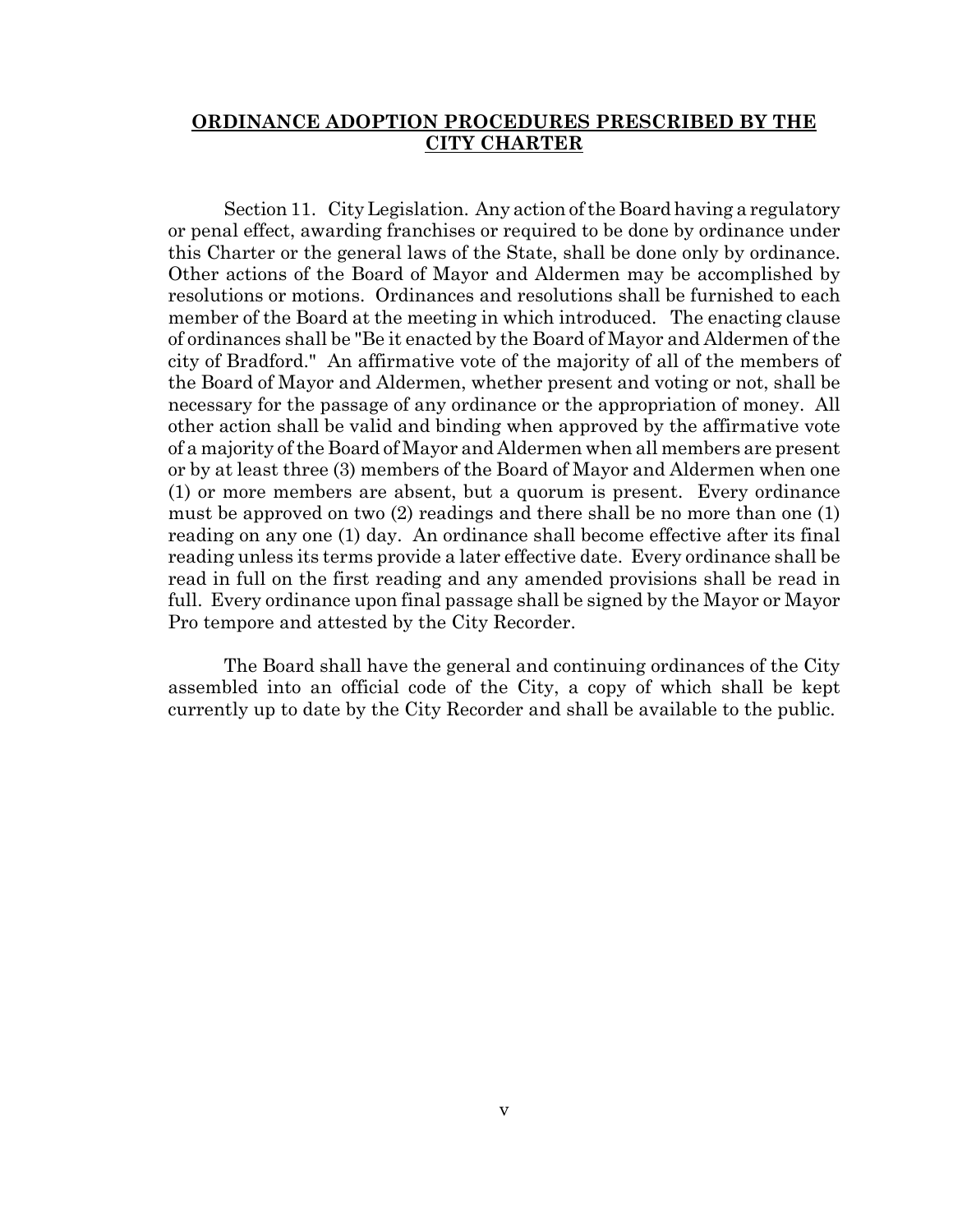## **ORDINANCE ADOPTION PROCEDURES PRESCRIBED BY THE CITY CHARTER**

Section 11. City Legislation. Any action of the Board having a regulatory or penal effect, awarding franchises or required to be done by ordinance under this Charter or the general laws of the State, shall be done only by ordinance. Other actions of the Board of Mayor and Aldermen may be accomplished by resolutions or motions. Ordinances and resolutions shall be furnished to each member of the Board at the meeting in which introduced. The enacting clause of ordinances shall be "Be it enacted by the Board of Mayor and Aldermen of the city of Bradford." An affirmative vote of the majority of all of the members of the Board of Mayor and Aldermen, whether present and voting or not, shall be necessary for the passage of any ordinance or the appropriation of money. All other action shall be valid and binding when approved by the affirmative vote of a majority of the Board of Mayor and Aldermen when all members are present or by at least three (3) members of the Board of Mayor and Aldermen when one (1) or more members are absent, but a quorum is present. Every ordinance must be approved on two (2) readings and there shall be no more than one (1) reading on any one (1) day. An ordinance shall become effective after its final reading unless its terms provide a later effective date. Every ordinance shall be read in full on the first reading and any amended provisions shall be read in full. Every ordinance upon final passage shall be signed by the Mayor or Mayor Pro tempore and attested by the City Recorder.

The Board shall have the general and continuing ordinances of the City assembled into an official code of the City, a copy of which shall be kept currently up to date by the City Recorder and shall be available to the public.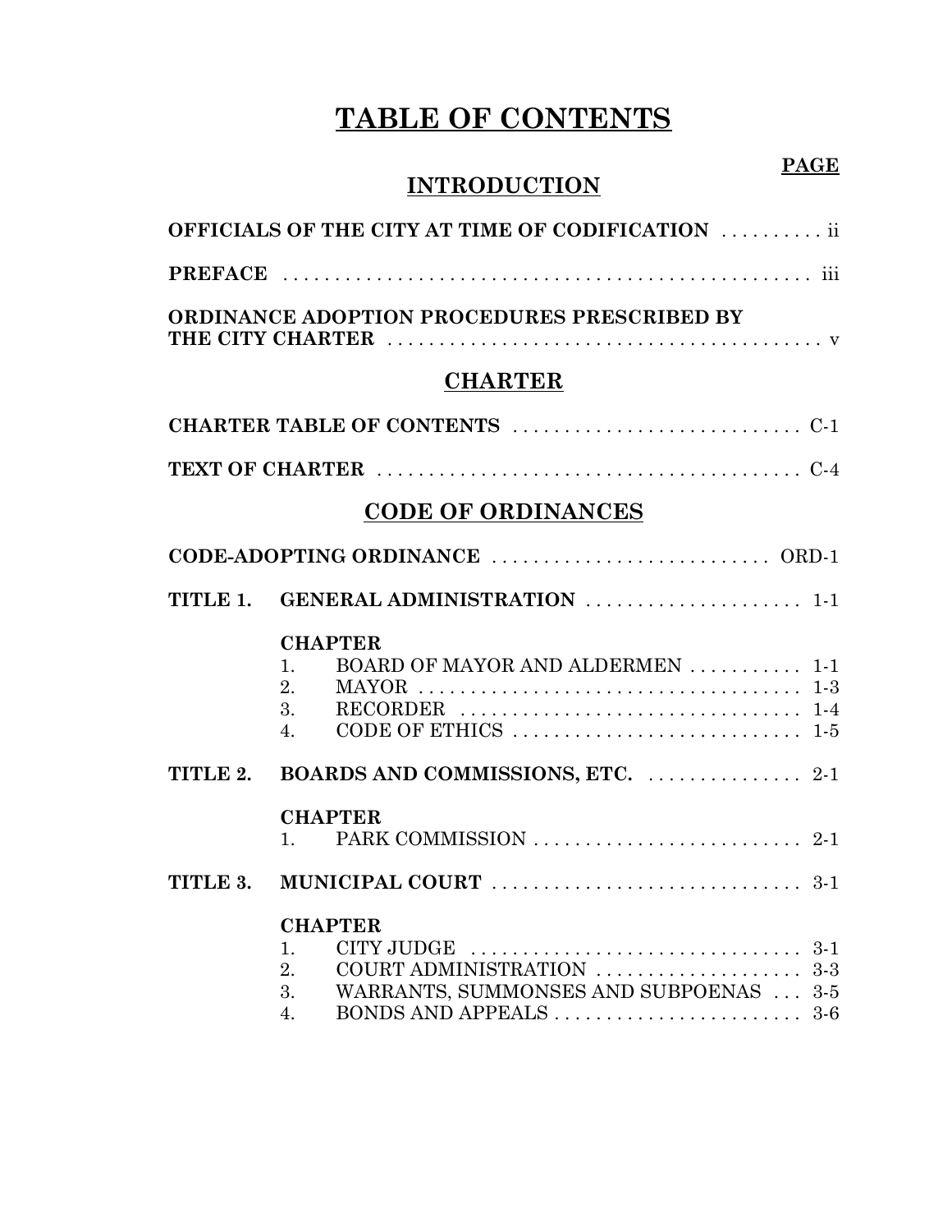# TABLE OF CONTENTS

**PAGE**

## INTRODUCTION

**OFFICIALS OF THE CITY AT TIME OF CODIFICATION** .......... ii

**PREFACE** .................................................... iii

**ORDINANCE ADOPTION PROCEDURES PRESCRIBED BY THE CITY CHARTER** .......................................... v

## CHARTER

**CHARTER TABLE OF CONTENTS** ............................ C-1

**TEXT OF CHARTER** ......................................... C-4

## CODE OF ORDINANCES

**CODE-ADOPTING ORDINANCE** ........................... ORD-1

**TITLE 1. GENERAL ADMINISTRATION** ..................... 1-1

**CHAPTER**

1. BOARD OF MAYOR AND ALDERMEN ........... 1-1
2. MAYOR ..................................... 1-3
3. RECORDER ................................. 1-4
4. CODE OF ETHICS ............................ 1-5

**TITLE 2. BOARDS AND COMMISSIONS, ETC.** ............... 2-1

**CHAPTER**

1. PARK COMMISSION .......................... 2-1

**TITLE 3. MUNICIPAL COURT** .............................. 3-1

**CHAPTER**

1. CITY JUDGE ................................ 3-1
2. COURT ADMINISTRATION .................... 3-3
3. WARRANTS, SUMMONSES AND SUBPOENAS ... 3-5
4. BONDS AND APPEALS ........................ 3-6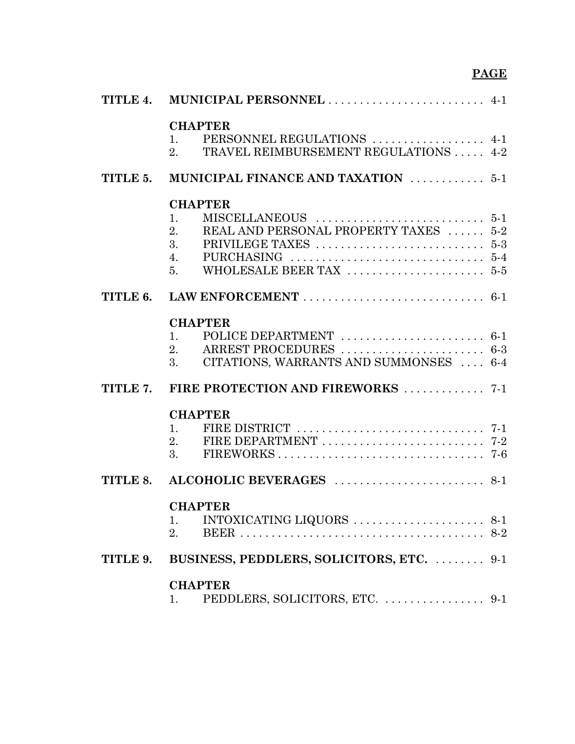| | | PAGE |
|---|---|---|
| **TITLE 4.** | **MUNICIPAL PERSONNEL** | 4-1 |
| | **CHAPTER** | |
| | 1. PERSONNEL REGULATIONS | 4-1 |
| | 2. TRAVEL REIMBURSEMENT REGULATIONS | 4-2 |
| **TITLE 5.** | **MUNICIPAL FINANCE AND TAXATION** | 5-1 |
| | **CHAPTER** | |
| | 1. MISCELLANEOUS | 5-1 |
| | 2. REAL AND PERSONAL PROPERTY TAXES | 5-2 |
| | 3. PRIVILEGE TAXES | 5-3 |
| | 4. PURCHASING | 5-4 |
| | 5. WHOLESALE BEER TAX | 5-5 |
| **TITLE 6.** | **LAW ENFORCEMENT** | 6-1 |
| | **CHAPTER** | |
| | 1. POLICE DEPARTMENT | 6-1 |
| | 2. ARREST PROCEDURES | 6-3 |
| | 3. CITATIONS, WARRANTS AND SUMMONSES | 6-4 |
| **TITLE 7.** | **FIRE PROTECTION AND FIREWORKS** | 7-1 |
| | **CHAPTER** | |
| | 1. FIRE DISTRICT | 7-1 |
| | 2. FIRE DEPARTMENT | 7-2 |
| | 3. FIREWORKS | 7-6 |
| **TITLE 8.** | **ALCOHOLIC BEVERAGES** | 8-1 |
| | **CHAPTER** | |
| | 1. INTOXICATING LIQUORS | 8-1 |
| | 2. BEER | 8-2 |
| **TITLE 9.** | **BUSINESS, PEDDLERS, SOLICITORS, ETC.** | 9-1 |
| | **CHAPTER** | |
| | 1. PEDDLERS, SOLICITORS, ETC. | 9-1 |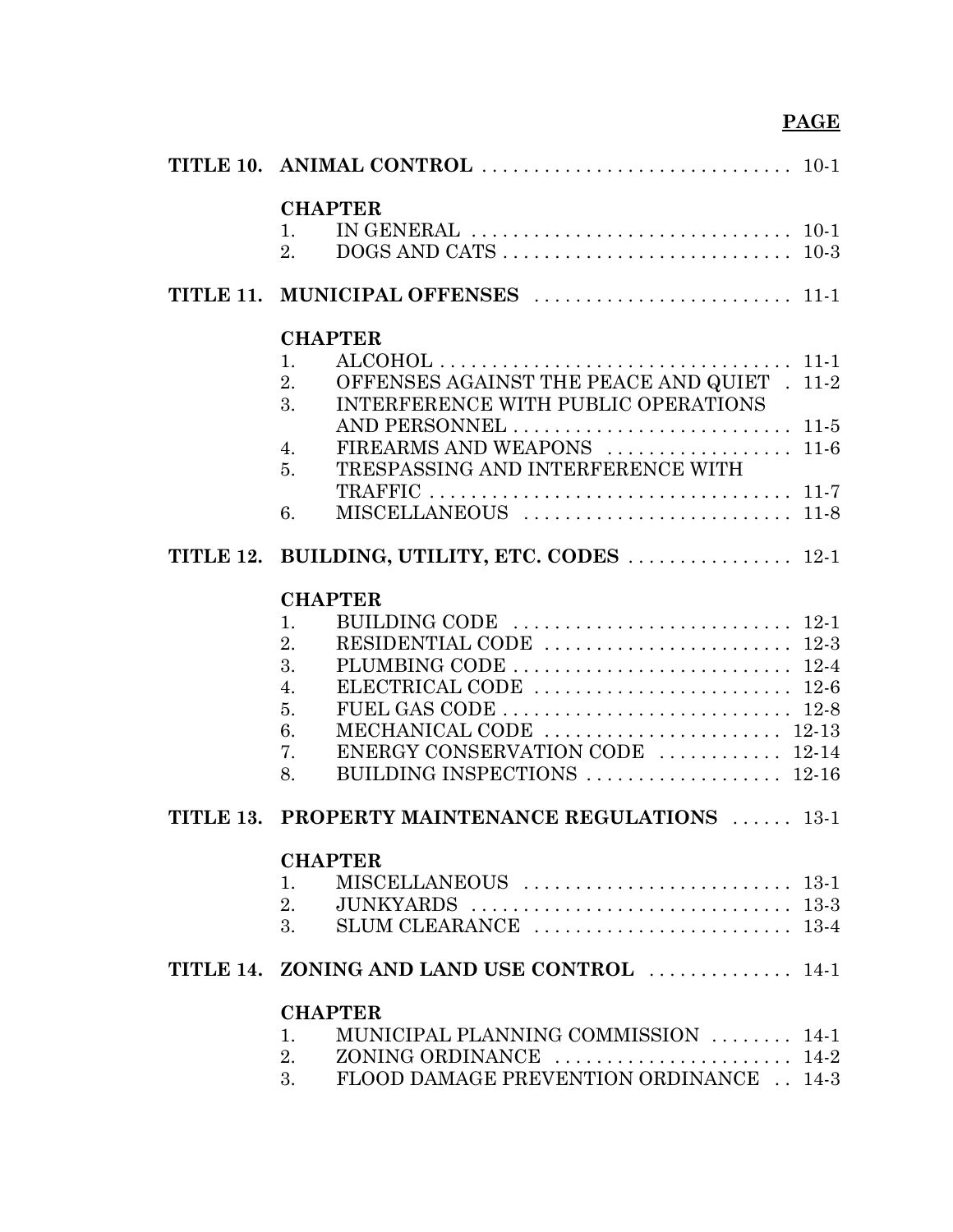|  |  | **PAGE** |
|---|---|---|
| **TITLE 10.** | **ANIMAL CONTROL** | 10-1 |
|  | **CHAPTER** |  |
|  | 1. IN GENERAL | 10-1 |
|  | 2. DOGS AND CATS | 10-3 |
| **TITLE 11.** | **MUNICIPAL OFFENSES** | 11-1 |
|  | **CHAPTER** |  |
|  | 1. ALCOHOL | 11-1 |
|  | 2. OFFENSES AGAINST THE PEACE AND QUIET | 11-2 |
|  | 3. INTERFERENCE WITH PUBLIC OPERATIONS AND PERSONNEL | 11-5 |
|  | 4. FIREARMS AND WEAPONS | 11-6 |
|  | 5. TRESPASSING AND INTERFERENCE WITH TRAFFIC | 11-7 |
|  | 6. MISCELLANEOUS | 11-8 |
| **TITLE 12.** | **BUILDING, UTILITY, ETC. CODES** | 12-1 |
|  | **CHAPTER** |  |
|  | 1. BUILDING CODE | 12-1 |
|  | 2. RESIDENTIAL CODE | 12-3 |
|  | 3. PLUMBING CODE | 12-4 |
|  | 4. ELECTRICAL CODE | 12-6 |
|  | 5. FUEL GAS CODE | 12-8 |
|  | 6. MECHANICAL CODE | 12-13 |
|  | 7. ENERGY CONSERVATION CODE | 12-14 |
|  | 8. BUILDING INSPECTIONS | 12-16 |
| **TITLE 13.** | **PROPERTY MAINTENANCE REGULATIONS** | 13-1 |
|  | **CHAPTER** |  |
|  | 1. MISCELLANEOUS | 13-1 |
|  | 2. JUNKYARDS | 13-3 |
|  | 3. SLUM CLEARANCE | 13-4 |
| **TITLE 14.** | **ZONING AND LAND USE CONTROL** | 14-1 |
|  | **CHAPTER** |  |
|  | 1. MUNICIPAL PLANNING COMMISSION | 14-1 |
|  | 2. ZONING ORDINANCE | 14-2 |
|  | 3. FLOOD DAMAGE PREVENTION ORDINANCE | 14-3 |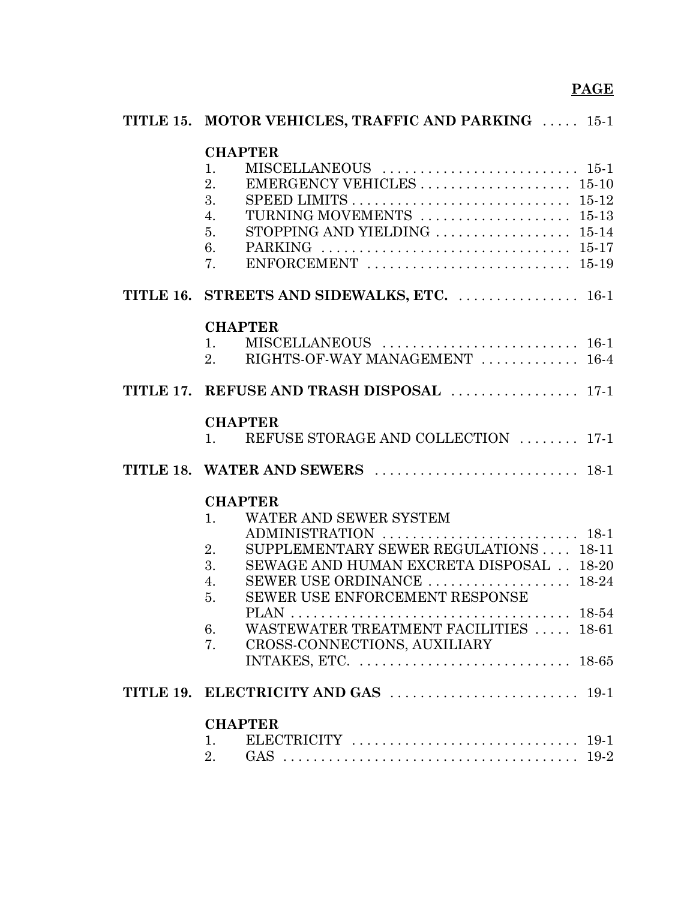**PAGE**

**TITLE 15. MOTOR VEHICLES, TRAFFIC AND PARKING** ..... 15-1

**CHAPTER**

1. MISCELLANEOUS .......................... 15-1
2. EMERGENCY VEHICLES .................... 15-10
3. SPEED LIMITS ............................ 15-12
4. TURNING MOVEMENTS .................... 15-13
5. STOPPING AND YIELDING .................. 15-14
6. PARKING ................................. 15-17
7. ENFORCEMENT ........................... 15-19

**TITLE 16. STREETS AND SIDEWALKS, ETC.** ................ 16-1

**CHAPTER**

1. MISCELLANEOUS .......................... 16-1
2. RIGHTS-OF-WAY MANAGEMENT ............. 16-4

**TITLE 17. REFUSE AND TRASH DISPOSAL** ................. 17-1

**CHAPTER**

1. REFUSE STORAGE AND COLLECTION ........ 17-1

**TITLE 18. WATER AND SEWERS** ........................... 18-1

**CHAPTER**

1. WATER AND SEWER SYSTEM ADMINISTRATION .......................... 18-1
2. SUPPLEMENTARY SEWER REGULATIONS .... 18-11
3. SEWAGE AND HUMAN EXCRETA DISPOSAL .. 18-20
4. SEWER USE ORDINANCE ................... 18-24
5. SEWER USE ENFORCEMENT RESPONSE PLAN ..................................... 18-54
6. WASTEWATER TREATMENT FACILITIES ..... 18-61
7. CROSS-CONNECTIONS, AUXILIARY INTAKES, ETC. ............................ 18-65

**TITLE 19. ELECTRICITY AND GAS** ......................... 19-1

**CHAPTER**

1. ELECTRICITY .............................. 19-1
2. GAS ....................................... 19-2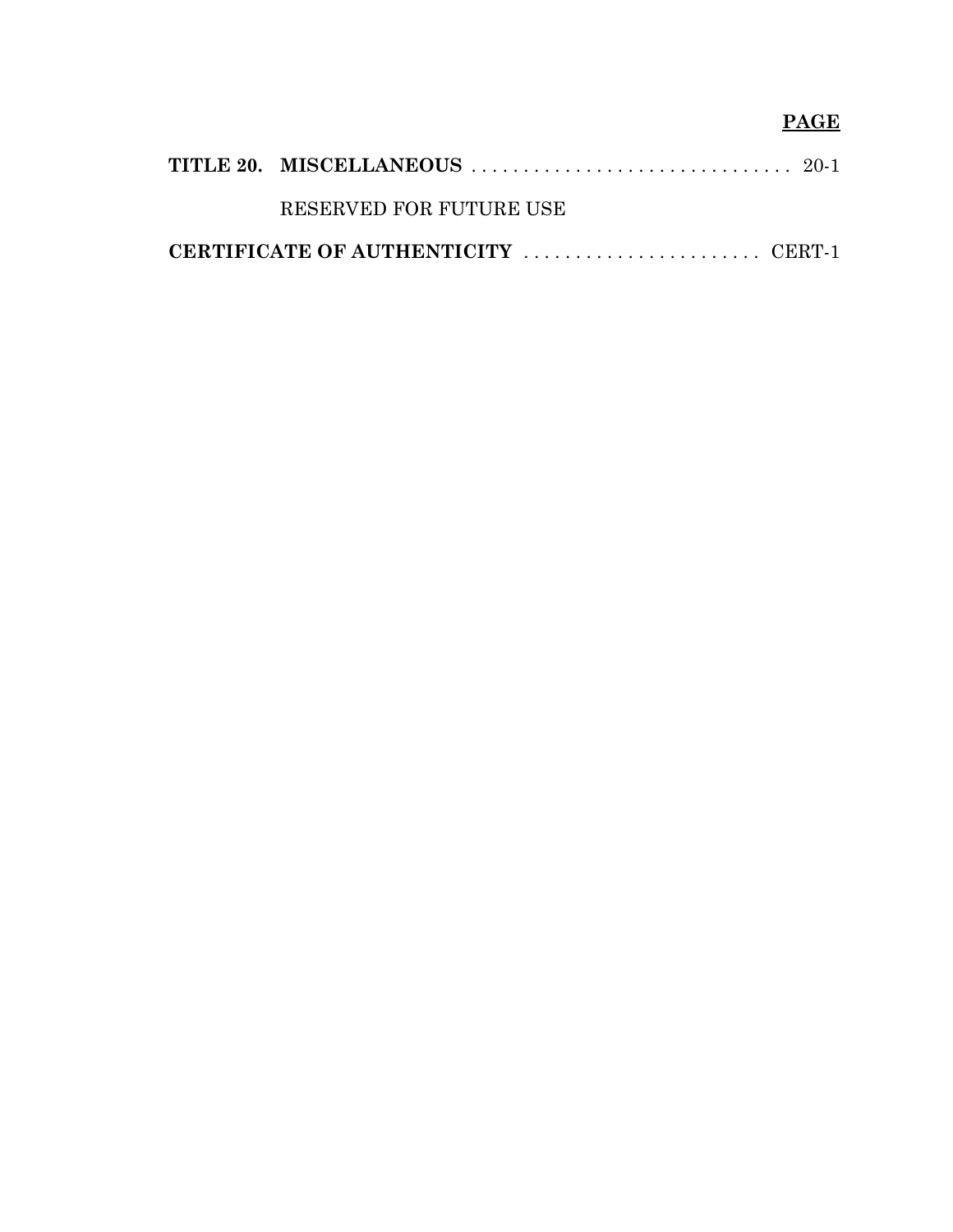**PAGE**

**TITLE 20. MISCELLANEOUS** . . . . . . . . . . . . . . . . . . . . . . . . . . . . . . . . 20-1

RESERVED FOR FUTURE USE

**CERTIFICATE OF AUTHENTICITY** . . . . . . . . . . . . . . . . . . . . . . . CERT-1